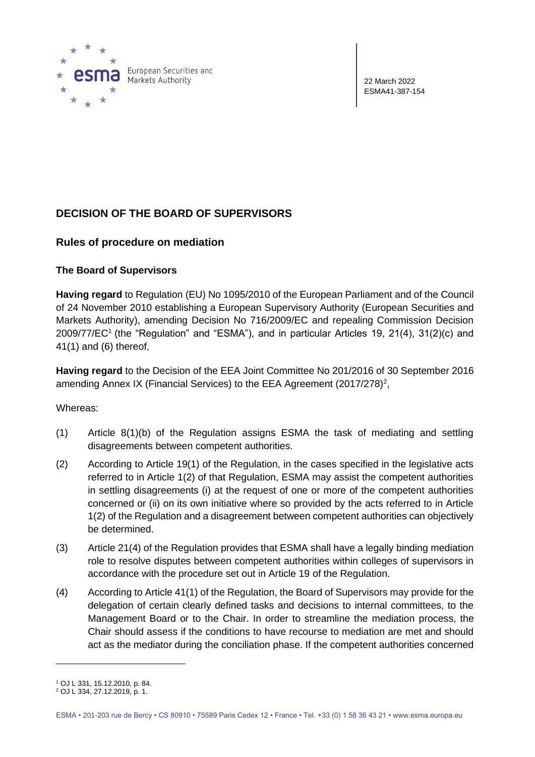22 March 2022
ESMA41-387-154

## DECISION OF THE BOARD OF SUPERVISORS

### Rules of procedure on mediation

**The Board of Supervisors**

**Having regard** to Regulation (EU) No 1095/2010 of the European Parliament and of the Council of 24 November 2010 establishing a European Supervisory Authority (European Securities and Markets Authority), amending Decision No 716/2009/EC and repealing Commission Decision 2009/77/EC[1] (the "Regulation" and "ESMA"), and in particular Articles 19, 21(4), 31(2)(c) and 41(1) and (6) thereof,

**Having regard** to the Decision of the EEA Joint Committee No 201/2016 of 30 September 2016 amending Annex IX (Financial Services) to the EEA Agreement (2017/278)[2],

Whereas:

(1) Article 8(1)(b) of the Regulation assigns ESMA the task of mediating and settling disagreements between competent authorities.

(2) According to Article 19(1) of the Regulation, in the cases specified in the legislative acts referred to in Article 1(2) of that Regulation, ESMA may assist the competent authorities in settling disagreements (i) at the request of one or more of the competent authorities concerned or (ii) on its own initiative where so provided by the acts referred to in Article 1(2) of the Regulation and a disagreement between competent authorities can objectively be determined.

(3) Article 21(4) of the Regulation provides that ESMA shall have a legally binding mediation role to resolve disputes between competent authorities within colleges of supervisors in accordance with the procedure set out in Article 19 of the Regulation.

(4) According to Article 41(1) of the Regulation, the Board of Supervisors may provide for the delegation of certain clearly defined tasks and decisions to internal committees, to the Management Board or to the Chair. In order to streamline the mediation process, the Chair should assess if the conditions to have recourse to mediation are met and should act as the mediator during the conciliation phase. If the competent authorities concerned

[1] OJ L 331, 15.12.2010, p. 84.
[2] OJ L 334, 27.12.2019, p. 1.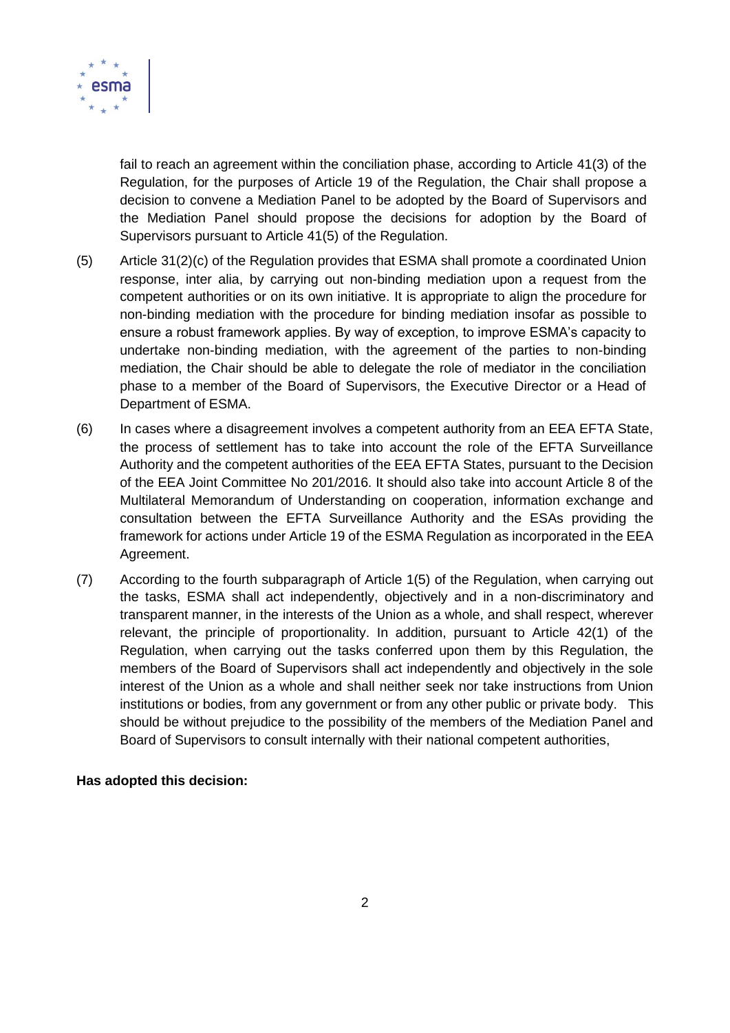fail to reach an agreement within the conciliation phase, according to Article 41(3) of the Regulation, for the purposes of Article 19 of the Regulation, the Chair shall propose a decision to convene a Mediation Panel to be adopted by the Board of Supervisors and the Mediation Panel should propose the decisions for adoption by the Board of Supervisors pursuant to Article 41(5) of the Regulation.

(5) Article 31(2)(c) of the Regulation provides that ESMA shall promote a coordinated Union response, inter alia, by carrying out non-binding mediation upon a request from the competent authorities or on its own initiative. It is appropriate to align the procedure for non-binding mediation with the procedure for binding mediation insofar as possible to ensure a robust framework applies. By way of exception, to improve ESMA's capacity to undertake non-binding mediation, with the agreement of the parties to non-binding mediation, the Chair should be able to delegate the role of mediator in the conciliation phase to a member of the Board of Supervisors, the Executive Director or a Head of Department of ESMA.

(6) In cases where a disagreement involves a competent authority from an EEA EFTA State, the process of settlement has to take into account the role of the EFTA Surveillance Authority and the competent authorities of the EEA EFTA States, pursuant to the Decision of the EEA Joint Committee No 201/2016. It should also take into account Article 8 of the Multilateral Memorandum of Understanding on cooperation, information exchange and consultation between the EFTA Surveillance Authority and the ESAs providing the framework for actions under Article 19 of the ESMA Regulation as incorporated in the EEA Agreement.

(7) According to the fourth subparagraph of Article 1(5) of the Regulation, when carrying out the tasks, ESMA shall act independently, objectively and in a non-discriminatory and transparent manner, in the interests of the Union as a whole, and shall respect, wherever relevant, the principle of proportionality. In addition, pursuant to Article 42(1) of the Regulation, when carrying out the tasks conferred upon them by this Regulation, the members of the Board of Supervisors shall act independently and objectively in the sole interest of the Union as a whole and shall neither seek nor take instructions from Union institutions or bodies, from any government or from any other public or private body. This should be without prejudice to the possibility of the members of the Mediation Panel and Board of Supervisors to consult internally with their national competent authorities,

**Has adopted this decision:**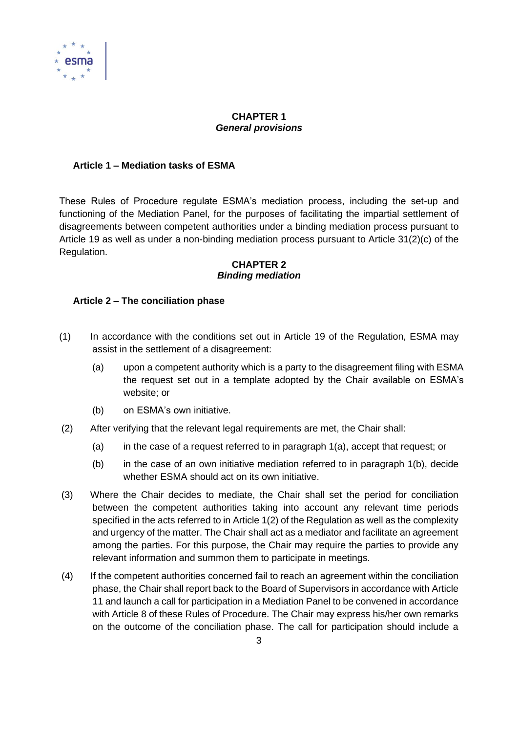## CHAPTER 1
### *General provisions*

**Article 1 – Mediation tasks of ESMA**

These Rules of Procedure regulate ESMA's mediation process, including the set-up and functioning of the Mediation Panel, for the purposes of facilitating the impartial settlement of disagreements between competent authorities under a binding mediation process pursuant to Article 19 as well as under a non-binding mediation process pursuant to Article 31(2)(c) of the Regulation.

## CHAPTER 2
### *Binding mediation*

**Article 2 – The conciliation phase**

(1) In accordance with the conditions set out in Article 19 of the Regulation, ESMA may assist in the settlement of a disagreement:

   (a) upon a competent authority which is a party to the disagreement filing with ESMA the request set out in a template adopted by the Chair available on ESMA's website; or

   (b) on ESMA's own initiative.

(2) After verifying that the relevant legal requirements are met, the Chair shall:

   (a) in the case of a request referred to in paragraph 1(a), accept that request; or

   (b) in the case of an own initiative mediation referred to in paragraph 1(b), decide whether ESMA should act on its own initiative.

(3) Where the Chair decides to mediate, the Chair shall set the period for conciliation between the competent authorities taking into account any relevant time periods specified in the acts referred to in Article 1(2) of the Regulation as well as the complexity and urgency of the matter. The Chair shall act as a mediator and facilitate an agreement among the parties. For this purpose, the Chair may require the parties to provide any relevant information and summon them to participate in meetings.

(4) If the competent authorities concerned fail to reach an agreement within the conciliation phase, the Chair shall report back to the Board of Supervisors in accordance with Article 11 and launch a call for participation in a Mediation Panel to be convened in accordance with Article 8 of these Rules of Procedure. The Chair may express his/her own remarks on the outcome of the conciliation phase. The call for participation should include a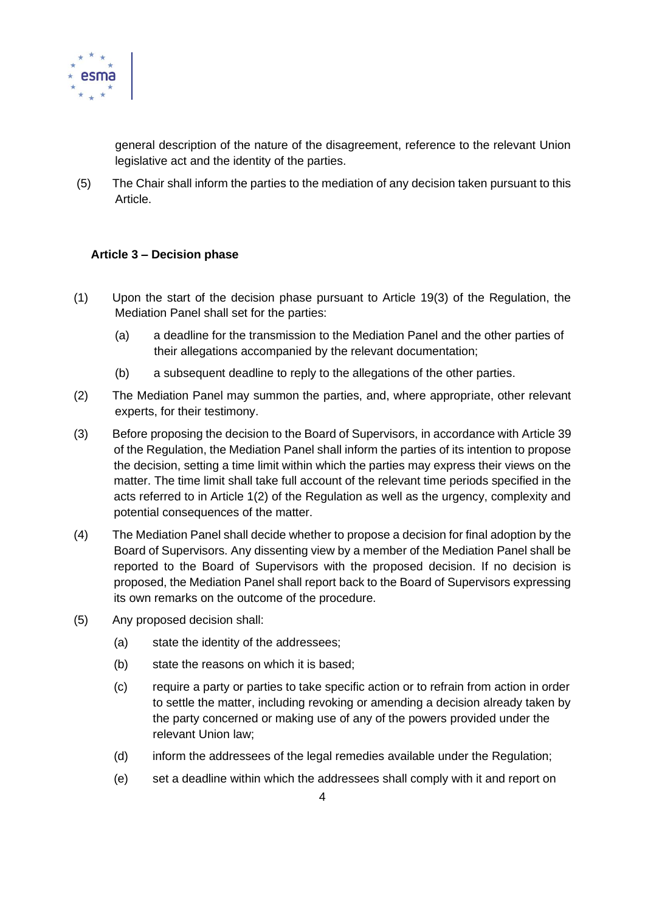general description of the nature of the disagreement, reference to the relevant Union legislative act and the identity of the parties.

(5) The Chair shall inform the parties to the mediation of any decision taken pursuant to this Article.

### Article 3 – Decision phase

(1) Upon the start of the decision phase pursuant to Article 19(3) of the Regulation, the Mediation Panel shall set for the parties:

  (a) a deadline for the transmission to the Mediation Panel and the other parties of their allegations accompanied by the relevant documentation;

  (b) a subsequent deadline to reply to the allegations of the other parties.

(2) The Mediation Panel may summon the parties, and, where appropriate, other relevant experts, for their testimony.

(3) Before proposing the decision to the Board of Supervisors, in accordance with Article 39 of the Regulation, the Mediation Panel shall inform the parties of its intention to propose the decision, setting a time limit within which the parties may express their views on the matter. The time limit shall take full account of the relevant time periods specified in the acts referred to in Article 1(2) of the Regulation as well as the urgency, complexity and potential consequences of the matter.

(4) The Mediation Panel shall decide whether to propose a decision for final adoption by the Board of Supervisors. Any dissenting view by a member of the Mediation Panel shall be reported to the Board of Supervisors with the proposed decision. If no decision is proposed, the Mediation Panel shall report back to the Board of Supervisors expressing its own remarks on the outcome of the procedure.

(5) Any proposed decision shall:

  (a) state the identity of the addressees;

  (b) state the reasons on which it is based;

  (c) require a party or parties to take specific action or to refrain from action in order to settle the matter, including revoking or amending a decision already taken by the party concerned or making use of any of the powers provided under the relevant Union law;

  (d) inform the addressees of the legal remedies available under the Regulation;

  (e) set a deadline within which the addressees shall comply with it and report on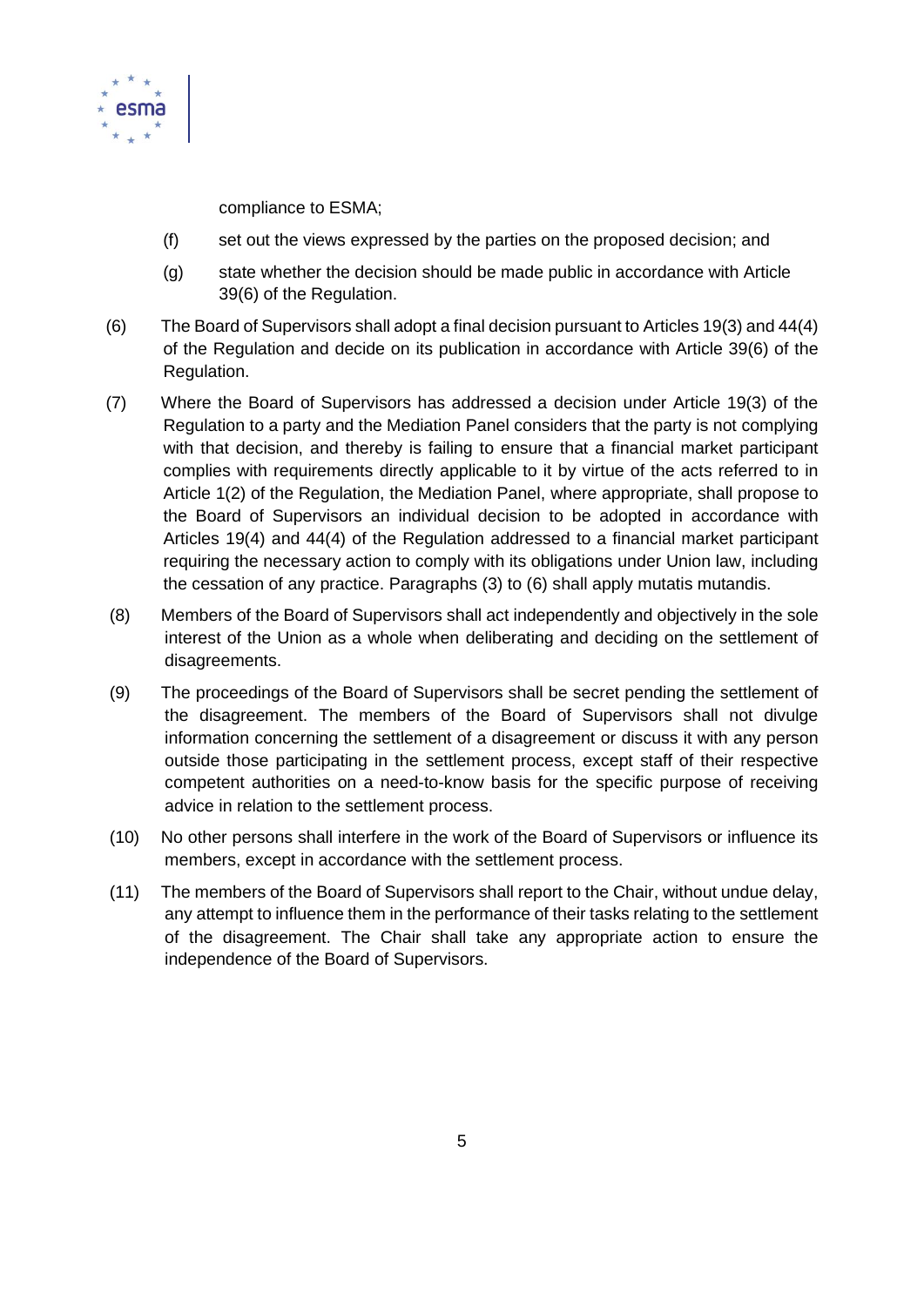compliance to ESMA;

(f) set out the views expressed by the parties on the proposed decision; and

(g) state whether the decision should be made public in accordance with Article 39(6) of the Regulation.

(6) The Board of Supervisors shall adopt a final decision pursuant to Articles 19(3) and 44(4) of the Regulation and decide on its publication in accordance with Article 39(6) of the Regulation.

(7) Where the Board of Supervisors has addressed a decision under Article 19(3) of the Regulation to a party and the Mediation Panel considers that the party is not complying with that decision, and thereby is failing to ensure that a financial market participant complies with requirements directly applicable to it by virtue of the acts referred to in Article 1(2) of the Regulation, the Mediation Panel, where appropriate, shall propose to the Board of Supervisors an individual decision to be adopted in accordance with Articles 19(4) and 44(4) of the Regulation addressed to a financial market participant requiring the necessary action to comply with its obligations under Union law, including the cessation of any practice. Paragraphs (3) to (6) shall apply mutatis mutandis.

(8) Members of the Board of Supervisors shall act independently and objectively in the sole interest of the Union as a whole when deliberating and deciding on the settlement of disagreements.

(9) The proceedings of the Board of Supervisors shall be secret pending the settlement of the disagreement. The members of the Board of Supervisors shall not divulge information concerning the settlement of a disagreement or discuss it with any person outside those participating in the settlement process, except staff of their respective competent authorities on a need-to-know basis for the specific purpose of receiving advice in relation to the settlement process.

(10) No other persons shall interfere in the work of the Board of Supervisors or influence its members, except in accordance with the settlement process.

(11) The members of the Board of Supervisors shall report to the Chair, without undue delay, any attempt to influence them in the performance of their tasks relating to the settlement of the disagreement. The Chair shall take any appropriate action to ensure the independence of the Board of Supervisors.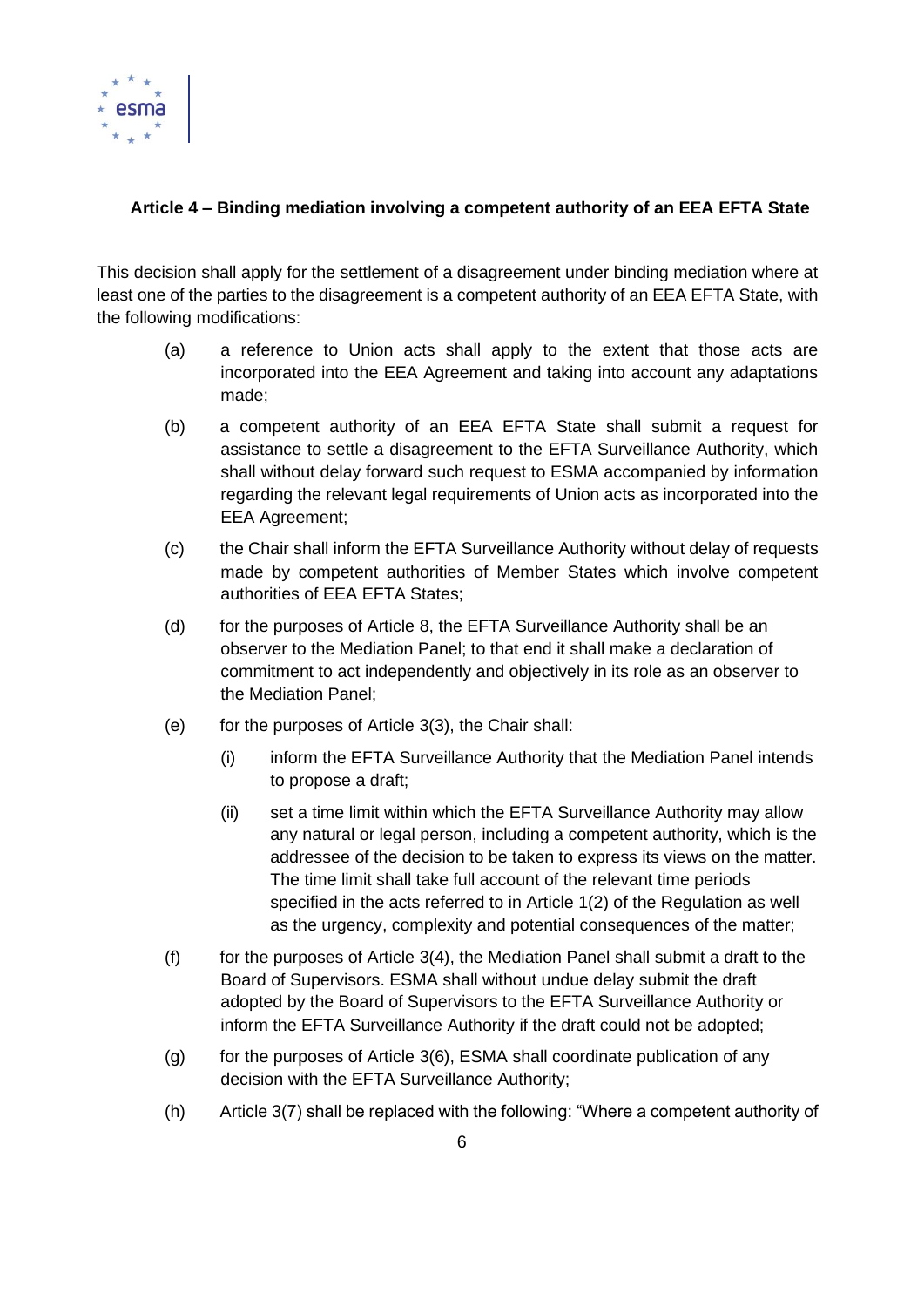### Article 4 – Binding mediation involving a competent authority of an EEA EFTA State

This decision shall apply for the settlement of a disagreement under binding mediation where at least one of the parties to the disagreement is a competent authority of an EEA EFTA State, with the following modifications:

(a) a reference to Union acts shall apply to the extent that those acts are incorporated into the EEA Agreement and taking into account any adaptations made;

(b) a competent authority of an EEA EFTA State shall submit a request for assistance to settle a disagreement to the EFTA Surveillance Authority, which shall without delay forward such request to ESMA accompanied by information regarding the relevant legal requirements of Union acts as incorporated into the EEA Agreement;

(c) the Chair shall inform the EFTA Surveillance Authority without delay of requests made by competent authorities of Member States which involve competent authorities of EEA EFTA States;

(d) for the purposes of Article 8, the EFTA Surveillance Authority shall be an observer to the Mediation Panel; to that end it shall make a declaration of commitment to act independently and objectively in its role as an observer to the Mediation Panel;

(e) for the purposes of Article 3(3), the Chair shall:

  (i) inform the EFTA Surveillance Authority that the Mediation Panel intends to propose a draft;

  (ii) set a time limit within which the EFTA Surveillance Authority may allow any natural or legal person, including a competent authority, which is the addressee of the decision to be taken to express its views on the matter. The time limit shall take full account of the relevant time periods specified in the acts referred to in Article 1(2) of the Regulation as well as the urgency, complexity and potential consequences of the matter;

(f) for the purposes of Article 3(4), the Mediation Panel shall submit a draft to the Board of Supervisors. ESMA shall without undue delay submit the draft adopted by the Board of Supervisors to the EFTA Surveillance Authority or inform the EFTA Surveillance Authority if the draft could not be adopted;

(g) for the purposes of Article 3(6), ESMA shall coordinate publication of any decision with the EFTA Surveillance Authority;

(h) Article 3(7) shall be replaced with the following: "Where a competent authority of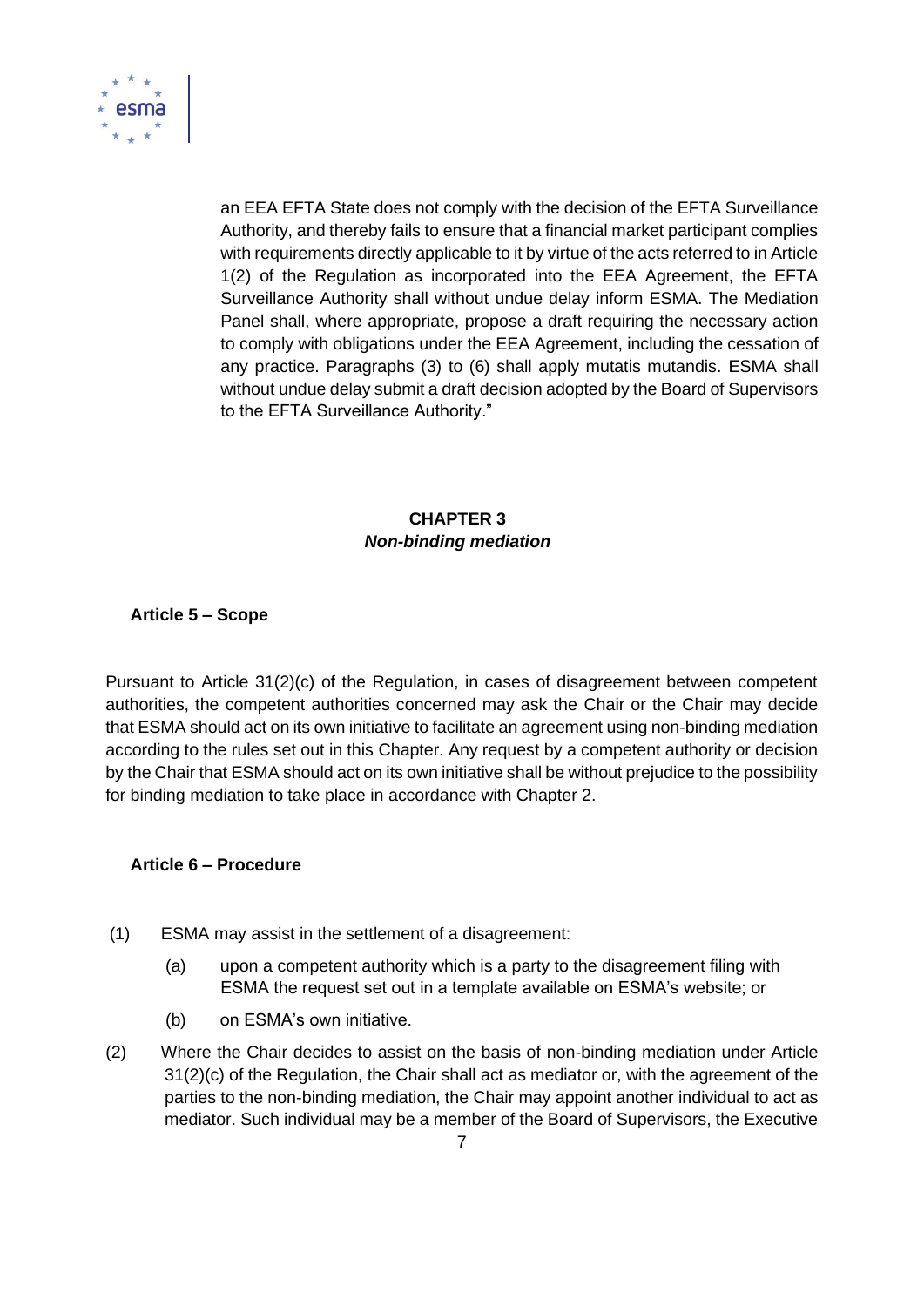an EEA EFTA State does not comply with the decision of the EFTA Surveillance Authority, and thereby fails to ensure that a financial market participant complies with requirements directly applicable to it by virtue of the acts referred to in Article 1(2) of the Regulation as incorporated into the EEA Agreement, the EFTA Surveillance Authority shall without undue delay inform ESMA. The Mediation Panel shall, where appropriate, propose a draft requiring the necessary action to comply with obligations under the EEA Agreement, including the cessation of any practice. Paragraphs (3) to (6) shall apply mutatis mutandis. ESMA shall without undue delay submit a draft decision adopted by the Board of Supervisors to the EFTA Surveillance Authority."

## CHAPTER 3
### *Non-binding mediation*

#### Article 5 – Scope

Pursuant to Article 31(2)(c) of the Regulation, in cases of disagreement between competent authorities, the competent authorities concerned may ask the Chair or the Chair may decide that ESMA should act on its own initiative to facilitate an agreement using non-binding mediation according to the rules set out in this Chapter. Any request by a competent authority or decision by the Chair that ESMA should act on its own initiative shall be without prejudice to the possibility for binding mediation to take place in accordance with Chapter 2.

#### Article 6 – Procedure

(1) ESMA may assist in the settlement of a disagreement:

   (a) upon a competent authority which is a party to the disagreement filing with ESMA the request set out in a template available on ESMA's website; or

   (b) on ESMA's own initiative.

(2) Where the Chair decides to assist on the basis of non-binding mediation under Article 31(2)(c) of the Regulation, the Chair shall act as mediator or, with the agreement of the parties to the non-binding mediation, the Chair may appoint another individual to act as mediator. Such individual may be a member of the Board of Supervisors, the Executive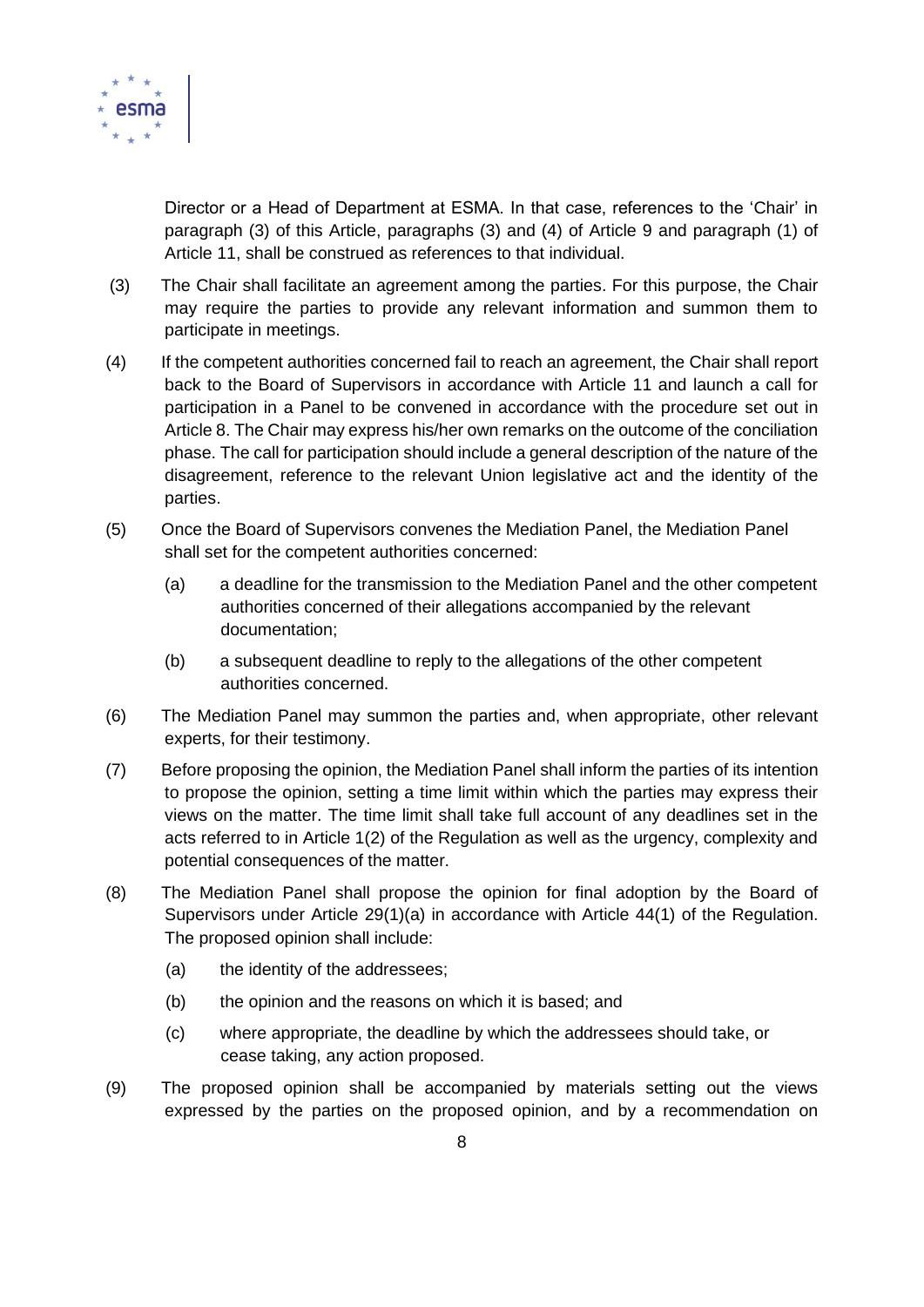Director or a Head of Department at ESMA. In that case, references to the 'Chair' in paragraph (3) of this Article, paragraphs (3) and (4) of Article 9 and paragraph (1) of Article 11, shall be construed as references to that individual.

(3) The Chair shall facilitate an agreement among the parties. For this purpose, the Chair may require the parties to provide any relevant information and summon them to participate in meetings.

(4) If the competent authorities concerned fail to reach an agreement, the Chair shall report back to the Board of Supervisors in accordance with Article 11 and launch a call for participation in a Panel to be convened in accordance with the procedure set out in Article 8. The Chair may express his/her own remarks on the outcome of the conciliation phase. The call for participation should include a general description of the nature of the disagreement, reference to the relevant Union legislative act and the identity of the parties.

(5) Once the Board of Supervisors convenes the Mediation Panel, the Mediation Panel shall set for the competent authorities concerned:

   (a) a deadline for the transmission to the Mediation Panel and the other competent authorities concerned of their allegations accompanied by the relevant documentation;

   (b) a subsequent deadline to reply to the allegations of the other competent authorities concerned.

(6) The Mediation Panel may summon the parties and, when appropriate, other relevant experts, for their testimony.

(7) Before proposing the opinion, the Mediation Panel shall inform the parties of its intention to propose the opinion, setting a time limit within which the parties may express their views on the matter. The time limit shall take full account of any deadlines set in the acts referred to in Article 1(2) of the Regulation as well as the urgency, complexity and potential consequences of the matter.

(8) The Mediation Panel shall propose the opinion for final adoption by the Board of Supervisors under Article 29(1)(a) in accordance with Article 44(1) of the Regulation. The proposed opinion shall include:

   (a) the identity of the addressees;

   (b) the opinion and the reasons on which it is based; and

   (c) where appropriate, the deadline by which the addressees should take, or cease taking, any action proposed.

(9) The proposed opinion shall be accompanied by materials setting out the views expressed by the parties on the proposed opinion, and by a recommendation on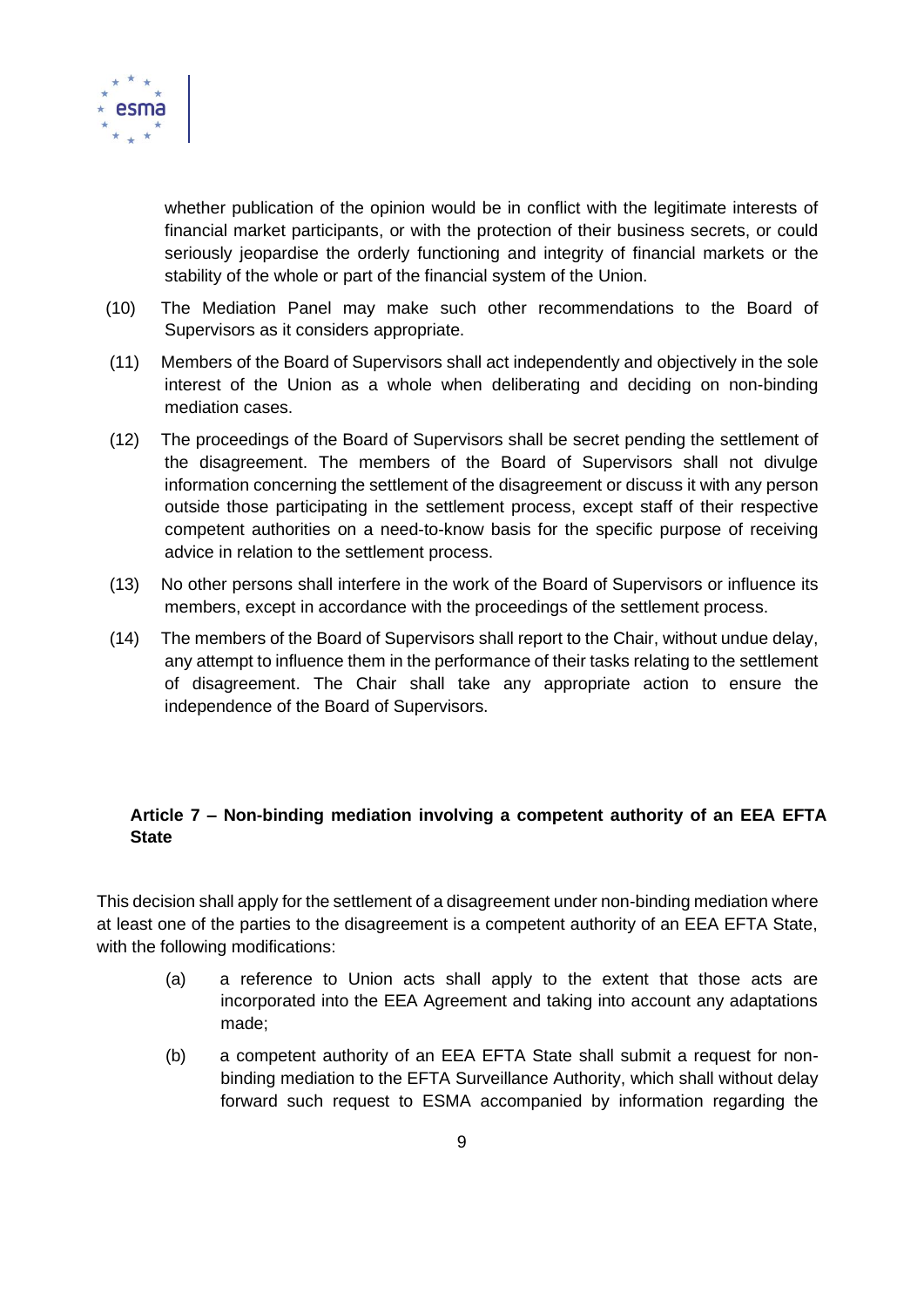whether publication of the opinion would be in conflict with the legitimate interests of financial market participants, or with the protection of their business secrets, or could seriously jeopardise the orderly functioning and integrity of financial markets or the stability of the whole or part of the financial system of the Union.

(10) The Mediation Panel may make such other recommendations to the Board of Supervisors as it considers appropriate.

(11) Members of the Board of Supervisors shall act independently and objectively in the sole interest of the Union as a whole when deliberating and deciding on non-binding mediation cases.

(12) The proceedings of the Board of Supervisors shall be secret pending the settlement of the disagreement. The members of the Board of Supervisors shall not divulge information concerning the settlement of the disagreement or discuss it with any person outside those participating in the settlement process, except staff of their respective competent authorities on a need-to-know basis for the specific purpose of receiving advice in relation to the settlement process.

(13) No other persons shall interfere in the work of the Board of Supervisors or influence its members, except in accordance with the proceedings of the settlement process.

(14) The members of the Board of Supervisors shall report to the Chair, without undue delay, any attempt to influence them in the performance of their tasks relating to the settlement of disagreement. The Chair shall take any appropriate action to ensure the independence of the Board of Supervisors.

### Article 7 – Non-binding mediation involving a competent authority of an EEA EFTA State

This decision shall apply for the settlement of a disagreement under non-binding mediation where at least one of the parties to the disagreement is a competent authority of an EEA EFTA State, with the following modifications:

(a) a reference to Union acts shall apply to the extent that those acts are incorporated into the EEA Agreement and taking into account any adaptations made;

(b) a competent authority of an EEA EFTA State shall submit a request for non-binding mediation to the EFTA Surveillance Authority, which shall without delay forward such request to ESMA accompanied by information regarding the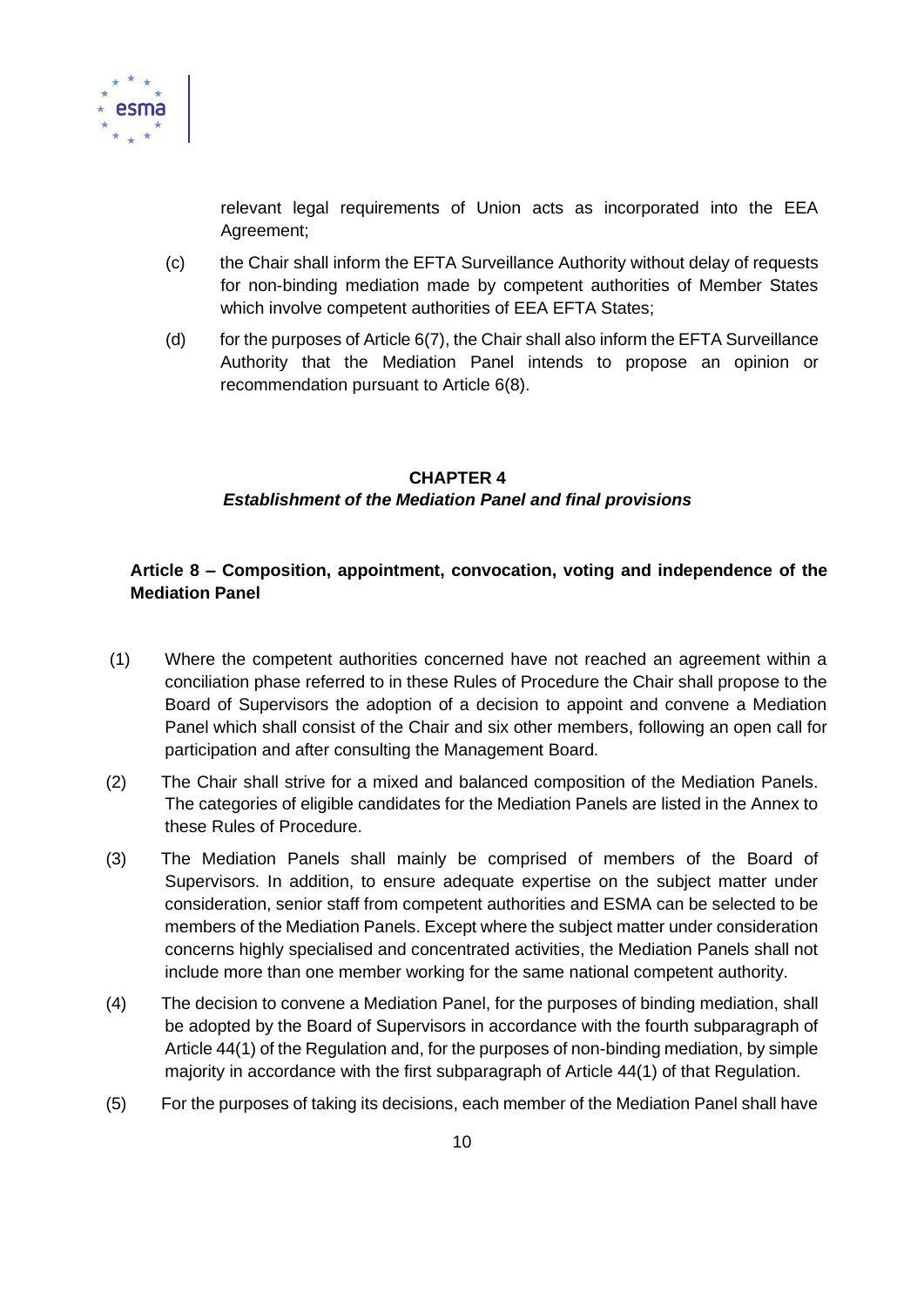relevant legal requirements of Union acts as incorporated into the EEA Agreement;

(c) the Chair shall inform the EFTA Surveillance Authority without delay of requests for non-binding mediation made by competent authorities of Member States which involve competent authorities of EEA EFTA States;

(d) for the purposes of Article 6(7), the Chair shall also inform the EFTA Surveillance Authority that the Mediation Panel intends to propose an opinion or recommendation pursuant to Article 6(8).

## CHAPTER 4
### *Establishment of the Mediation Panel and final provisions*

### Article 8 – Composition, appointment, convocation, voting and independence of the Mediation Panel

(1) Where the competent authorities concerned have not reached an agreement within a conciliation phase referred to in these Rules of Procedure the Chair shall propose to the Board of Supervisors the adoption of a decision to appoint and convene a Mediation Panel which shall consist of the Chair and six other members, following an open call for participation and after consulting the Management Board.

(2) The Chair shall strive for a mixed and balanced composition of the Mediation Panels. The categories of eligible candidates for the Mediation Panels are listed in the Annex to these Rules of Procedure.

(3) The Mediation Panels shall mainly be comprised of members of the Board of Supervisors. In addition, to ensure adequate expertise on the subject matter under consideration, senior staff from competent authorities and ESMA can be selected to be members of the Mediation Panels. Except where the subject matter under consideration concerns highly specialised and concentrated activities, the Mediation Panels shall not include more than one member working for the same national competent authority.

(4) The decision to convene a Mediation Panel, for the purposes of binding mediation, shall be adopted by the Board of Supervisors in accordance with the fourth subparagraph of Article 44(1) of the Regulation and, for the purposes of non-binding mediation, by simple majority in accordance with the first subparagraph of Article 44(1) of that Regulation.

(5) For the purposes of taking its decisions, each member of the Mediation Panel shall have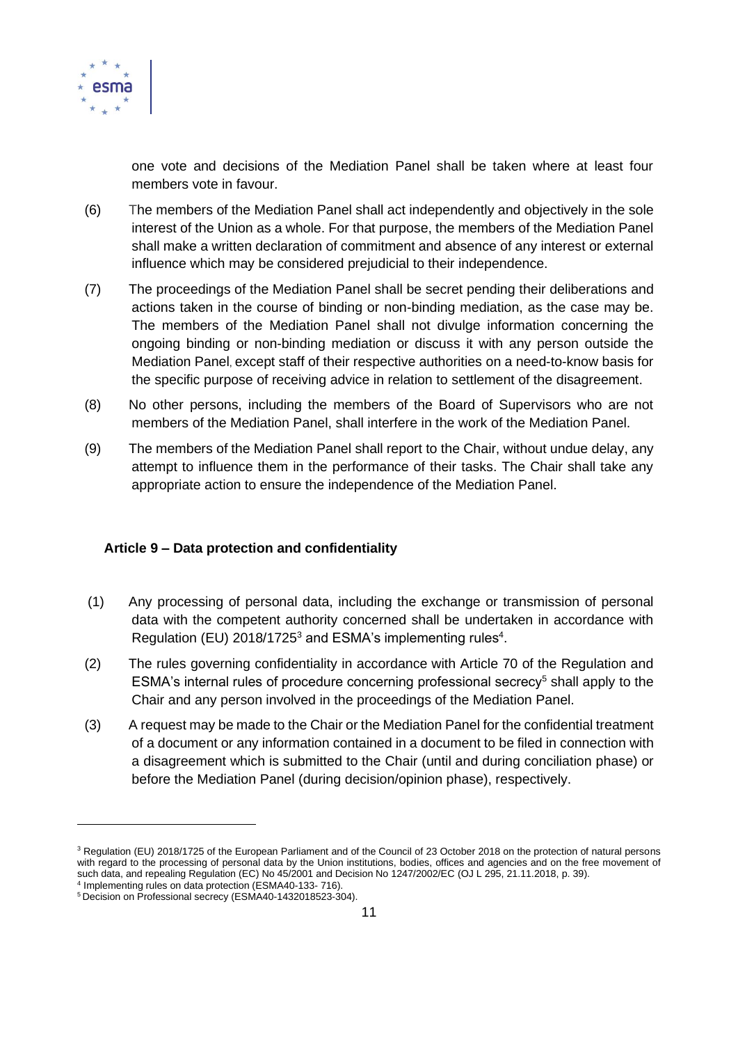one vote and decisions of the Mediation Panel shall be taken where at least four members vote in favour.

(6) The members of the Mediation Panel shall act independently and objectively in the sole interest of the Union as a whole. For that purpose, the members of the Mediation Panel shall make a written declaration of commitment and absence of any interest or external influence which may be considered prejudicial to their independence.

(7) The proceedings of the Mediation Panel shall be secret pending their deliberations and actions taken in the course of binding or non-binding mediation, as the case may be. The members of the Mediation Panel shall not divulge information concerning the ongoing binding or non-binding mediation or discuss it with any person outside the Mediation Panel, except staff of their respective authorities on a need-to-know basis for the specific purpose of receiving advice in relation to settlement of the disagreement.

(8) No other persons, including the members of the Board of Supervisors who are not members of the Mediation Panel, shall interfere in the work of the Mediation Panel.

(9) The members of the Mediation Panel shall report to the Chair, without undue delay, any attempt to influence them in the performance of their tasks. The Chair shall take any appropriate action to ensure the independence of the Mediation Panel.

### Article 9 – Data protection and confidentiality

(1) Any processing of personal data, including the exchange or transmission of personal data with the competent authority concerned shall be undertaken in accordance with Regulation (EU) 2018/1725[3] and ESMA's implementing rules[4].

(2) The rules governing confidentiality in accordance with Article 70 of the Regulation and ESMA's internal rules of procedure concerning professional secrecy[5] shall apply to the Chair and any person involved in the proceedings of the Mediation Panel.

(3) A request may be made to the Chair or the Mediation Panel for the confidential treatment of a document or any information contained in a document to be filed in connection with a disagreement which is submitted to the Chair (until and during conciliation phase) or before the Mediation Panel (during decision/opinion phase), respectively.

---

[3] Regulation (EU) 2018/1725 of the European Parliament and of the Council of 23 October 2018 on the protection of natural persons with regard to the processing of personal data by the Union institutions, bodies, offices and agencies and on the free movement of such data, and repealing Regulation (EC) No 45/2001 and Decision No 1247/2002/EC (OJ L 295, 21.11.2018, p. 39).

[4] Implementing rules on data protection (ESMA40-133- 716).

[5] Decision on Professional secrecy (ESMA40-1432018523-304).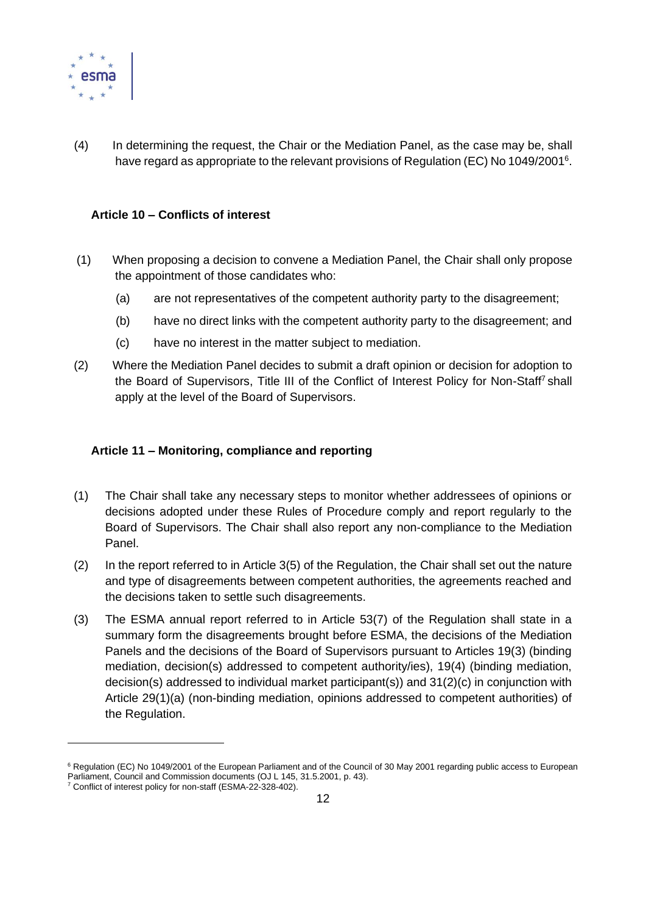(4) In determining the request, the Chair or the Mediation Panel, as the case may be, shall have regard as appropriate to the relevant provisions of Regulation (EC) No 1049/2001[6].

### Article 10 – Conflicts of interest

(1) When proposing a decision to convene a Mediation Panel, the Chair shall only propose the appointment of those candidates who:

  (a) are not representatives of the competent authority party to the disagreement;

  (b) have no direct links with the competent authority party to the disagreement; and

  (c) have no interest in the matter subject to mediation.

(2) Where the Mediation Panel decides to submit a draft opinion or decision for adoption to the Board of Supervisors, Title III of the Conflict of Interest Policy for Non-Staff[7] shall apply at the level of the Board of Supervisors.

### Article 11 – Monitoring, compliance and reporting

(1) The Chair shall take any necessary steps to monitor whether addressees of opinions or decisions adopted under these Rules of Procedure comply and report regularly to the Board of Supervisors. The Chair shall also report any non-compliance to the Mediation Panel.

(2) In the report referred to in Article 3(5) of the Regulation, the Chair shall set out the nature and type of disagreements between competent authorities, the agreements reached and the decisions taken to settle such disagreements.

(3) The ESMA annual report referred to in Article 53(7) of the Regulation shall state in a summary form the disagreements brought before ESMA, the decisions of the Mediation Panels and the decisions of the Board of Supervisors pursuant to Articles 19(3) (binding mediation, decision(s) addressed to competent authority/ies), 19(4) (binding mediation, decision(s) addressed to individual market participant(s)) and 31(2)(c) in conjunction with Article 29(1)(a) (non-binding mediation, opinions addressed to competent authorities) of the Regulation.

---

[6] Regulation (EC) No 1049/2001 of the European Parliament and of the Council of 30 May 2001 regarding public access to European Parliament, Council and Commission documents (OJ L 145, 31.5.2001, p. 43).

[7] Conflict of interest policy for non-staff (ESMA-22-328-402).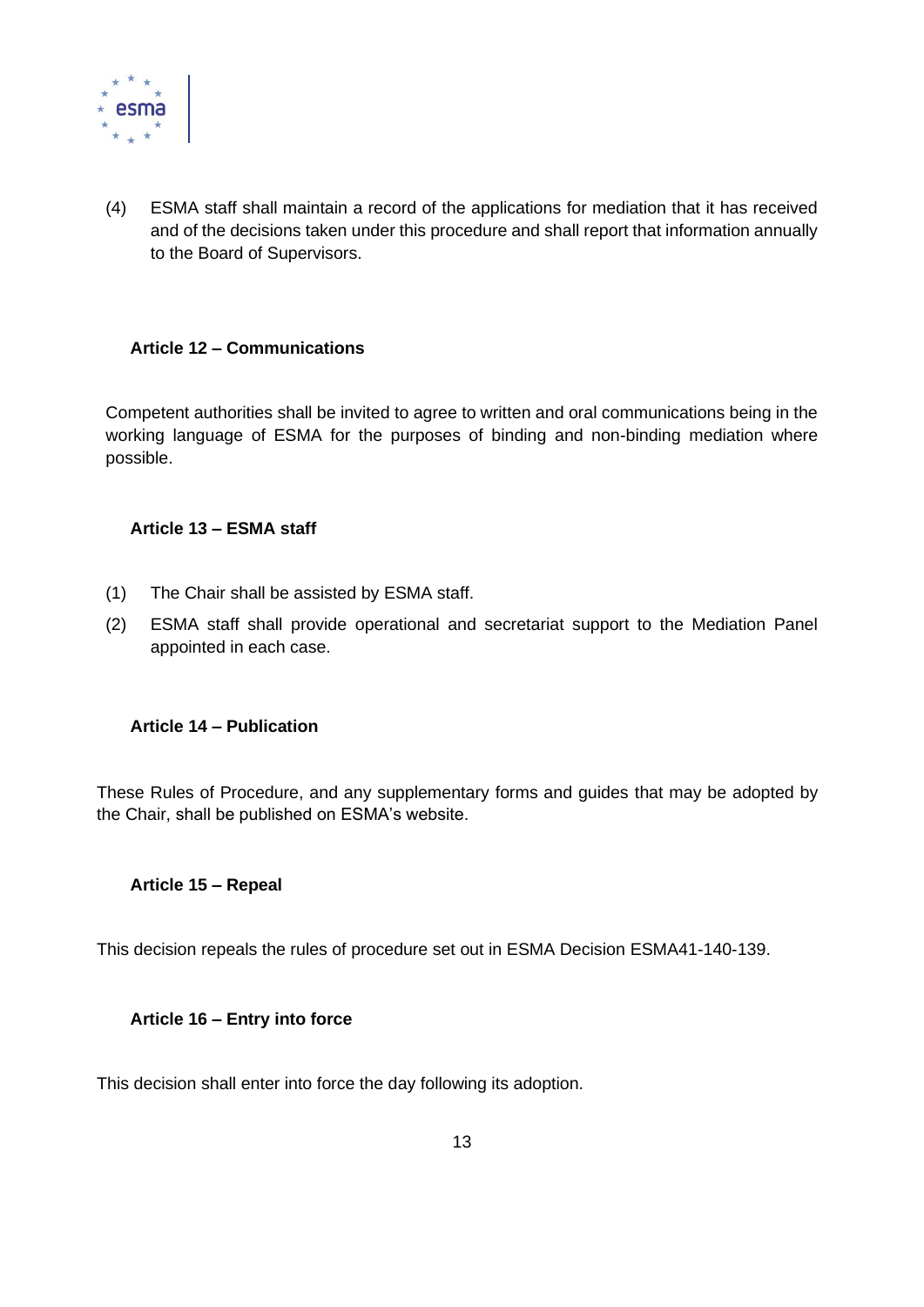(4) ESMA staff shall maintain a record of the applications for mediation that it has received and of the decisions taken under this procedure and shall report that information annually to the Board of Supervisors.

### Article 12 – Communications

Competent authorities shall be invited to agree to written and oral communications being in the working language of ESMA for the purposes of binding and non-binding mediation where possible.

### Article 13 – ESMA staff

(1) The Chair shall be assisted by ESMA staff.

(2) ESMA staff shall provide operational and secretariat support to the Mediation Panel appointed in each case.

### Article 14 – Publication

These Rules of Procedure, and any supplementary forms and guides that may be adopted by the Chair, shall be published on ESMA's website.

### Article 15 – Repeal

This decision repeals the rules of procedure set out in ESMA Decision ESMA41-140-139.

### Article 16 – Entry into force

This decision shall enter into force the day following its adoption.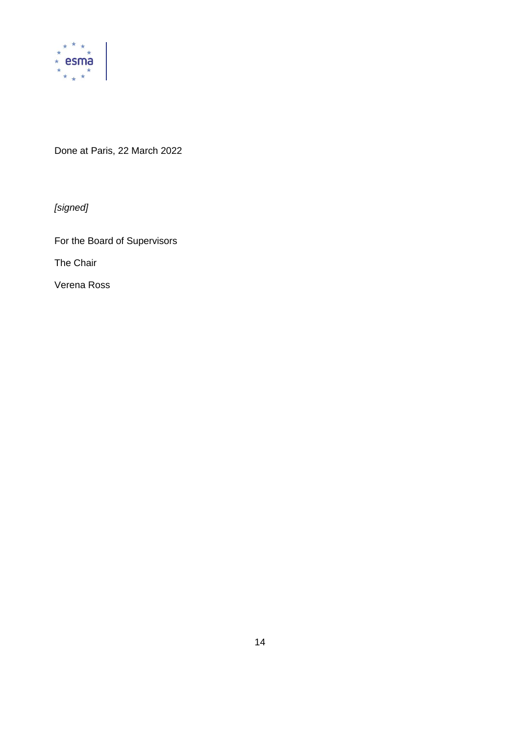Done at Paris, 22 March 2022

*[signed]*

For the Board of Supervisors

The Chair

Verena Ross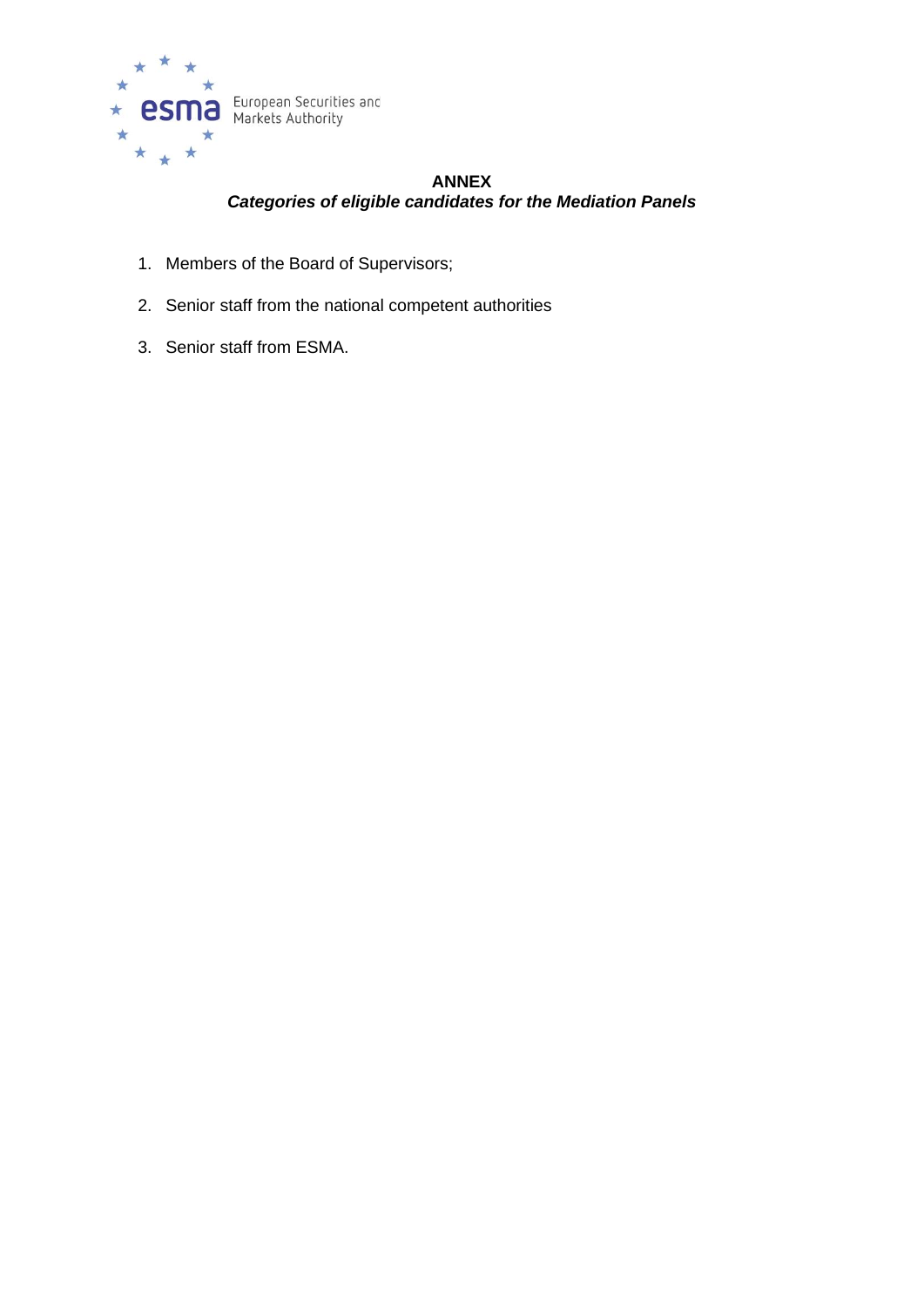**ANNEX**

***Categories of eligible candidates for the Mediation Panels***

1. Members of the Board of Supervisors;
2. Senior staff from the national competent authorities
3. Senior staff from ESMA.